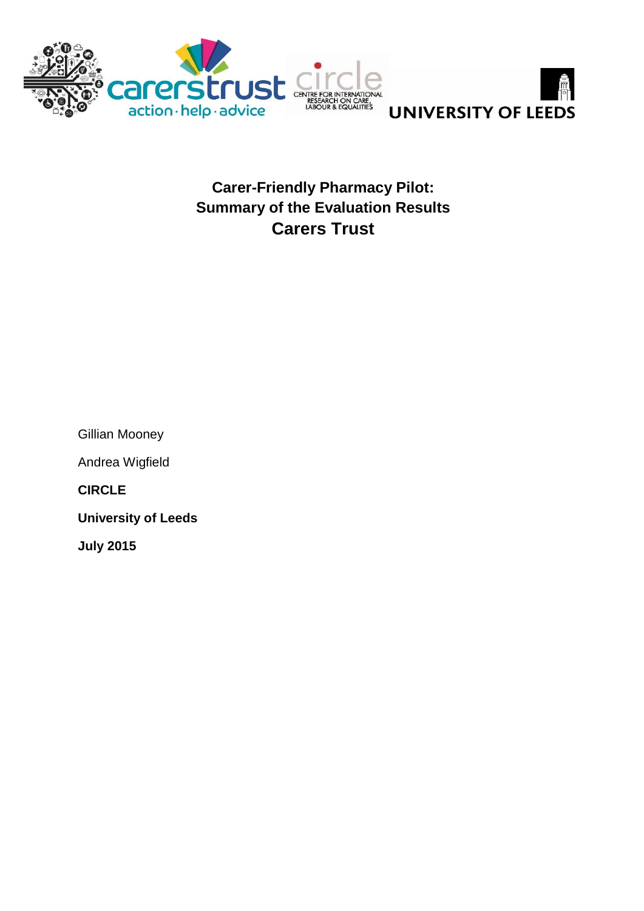# Carer-Friendly Pharmacy Pilot:
# Summary of the Evaluation Results
# Carers Trust

Gillian Mooney

Andrea Wigfield

**CIRCLE**

**University of Leeds**

**July 2015**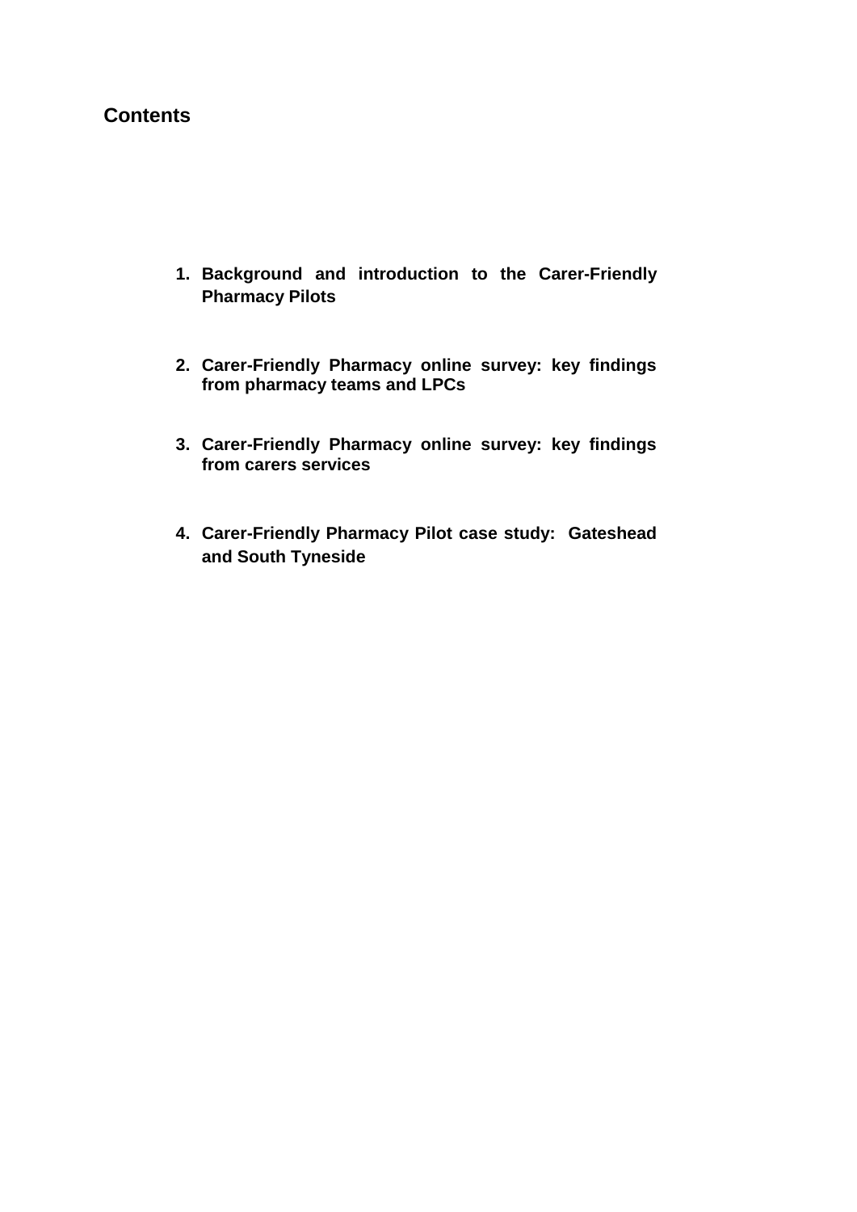## Contents

1. **Background and introduction to the Carer-Friendly Pharmacy Pilots**

2. **Carer-Friendly Pharmacy online survey: key findings from pharmacy teams and LPCs**

3. **Carer-Friendly Pharmacy online survey: key findings from carers services**

4. **Carer-Friendly Pharmacy Pilot case study: Gateshead and South Tyneside**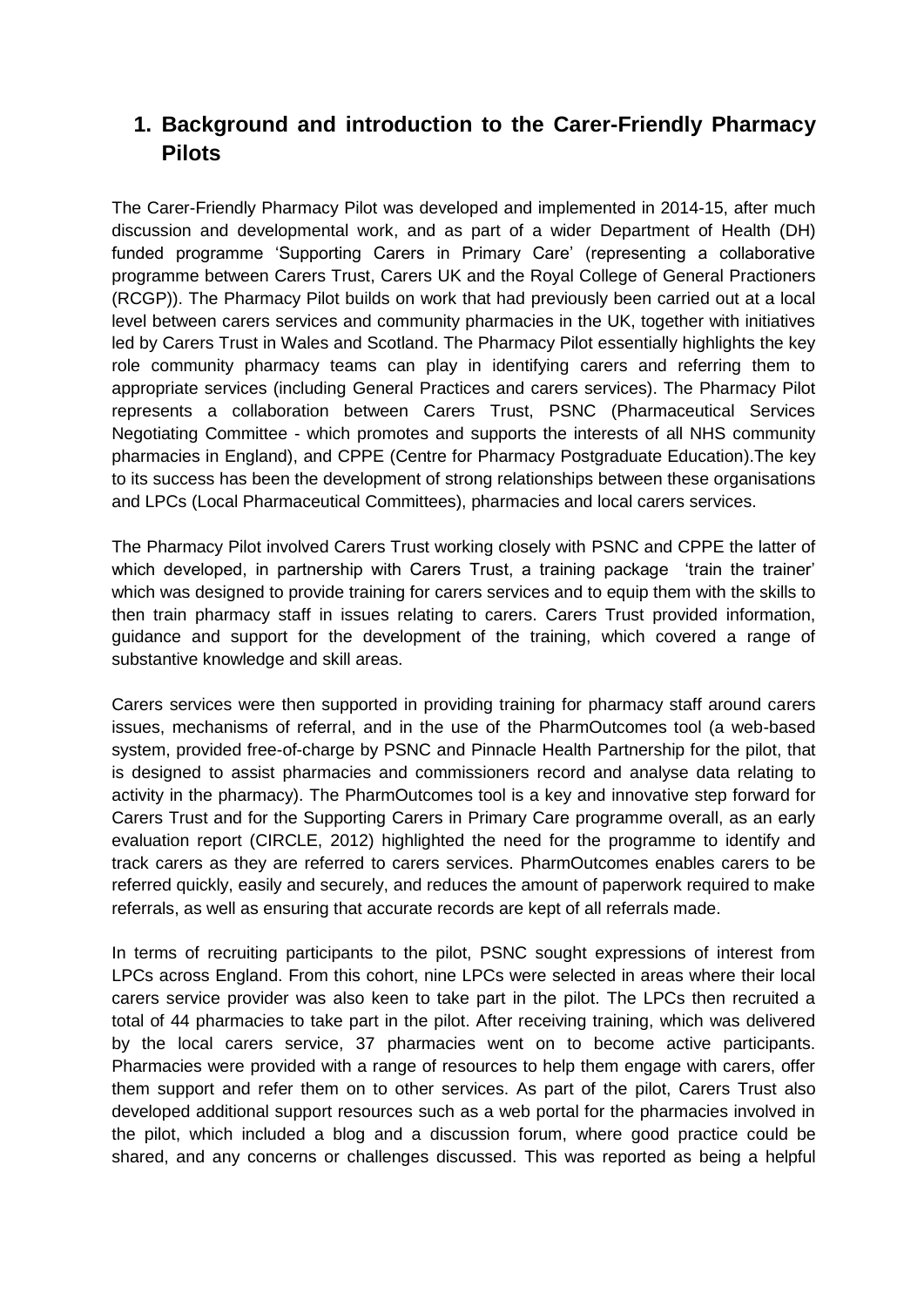## 1. Background and introduction to the Carer-Friendly Pharmacy Pilots

The Carer-Friendly Pharmacy Pilot was developed and implemented in 2014-15, after much discussion and developmental work, and as part of a wider Department of Health (DH) funded programme 'Supporting Carers in Primary Care' (representing a collaborative programme between Carers Trust, Carers UK and the Royal College of General Practioners (RCGP)). The Pharmacy Pilot builds on work that had previously been carried out at a local level between carers services and community pharmacies in the UK, together with initiatives led by Carers Trust in Wales and Scotland. The Pharmacy Pilot essentially highlights the key role community pharmacy teams can play in identifying carers and referring them to appropriate services (including General Practices and carers services). The Pharmacy Pilot represents a collaboration between Carers Trust, PSNC (Pharmaceutical Services Negotiating Committee - which promotes and supports the interests of all NHS community pharmacies in England), and CPPE (Centre for Pharmacy Postgraduate Education).The key to its success has been the development of strong relationships between these organisations and LPCs (Local Pharmaceutical Committees), pharmacies and local carers services.

The Pharmacy Pilot involved Carers Trust working closely with PSNC and CPPE the latter of which developed, in partnership with Carers Trust, a training package 'train the trainer' which was designed to provide training for carers services and to equip them with the skills to then train pharmacy staff in issues relating to carers. Carers Trust provided information, guidance and support for the development of the training, which covered a range of substantive knowledge and skill areas.

Carers services were then supported in providing training for pharmacy staff around carers issues, mechanisms of referral, and in the use of the PharmOutcomes tool (a web-based system, provided free-of-charge by PSNC and Pinnacle Health Partnership for the pilot, that is designed to assist pharmacies and commissioners record and analyse data relating to activity in the pharmacy). The PharmOutcomes tool is a key and innovative step forward for Carers Trust and for the Supporting Carers in Primary Care programme overall, as an early evaluation report (CIRCLE, 2012) highlighted the need for the programme to identify and track carers as they are referred to carers services. PharmOutcomes enables carers to be referred quickly, easily and securely, and reduces the amount of paperwork required to make referrals, as well as ensuring that accurate records are kept of all referrals made.

In terms of recruiting participants to the pilot, PSNC sought expressions of interest from LPCs across England. From this cohort, nine LPCs were selected in areas where their local carers service provider was also keen to take part in the pilot. The LPCs then recruited a total of 44 pharmacies to take part in the pilot. After receiving training, which was delivered by the local carers service, 37 pharmacies went on to become active participants. Pharmacies were provided with a range of resources to help them engage with carers, offer them support and refer them on to other services. As part of the pilot, Carers Trust also developed additional support resources such as a web portal for the pharmacies involved in the pilot, which included a blog and a discussion forum, where good practice could be shared, and any concerns or challenges discussed. This was reported as being a helpful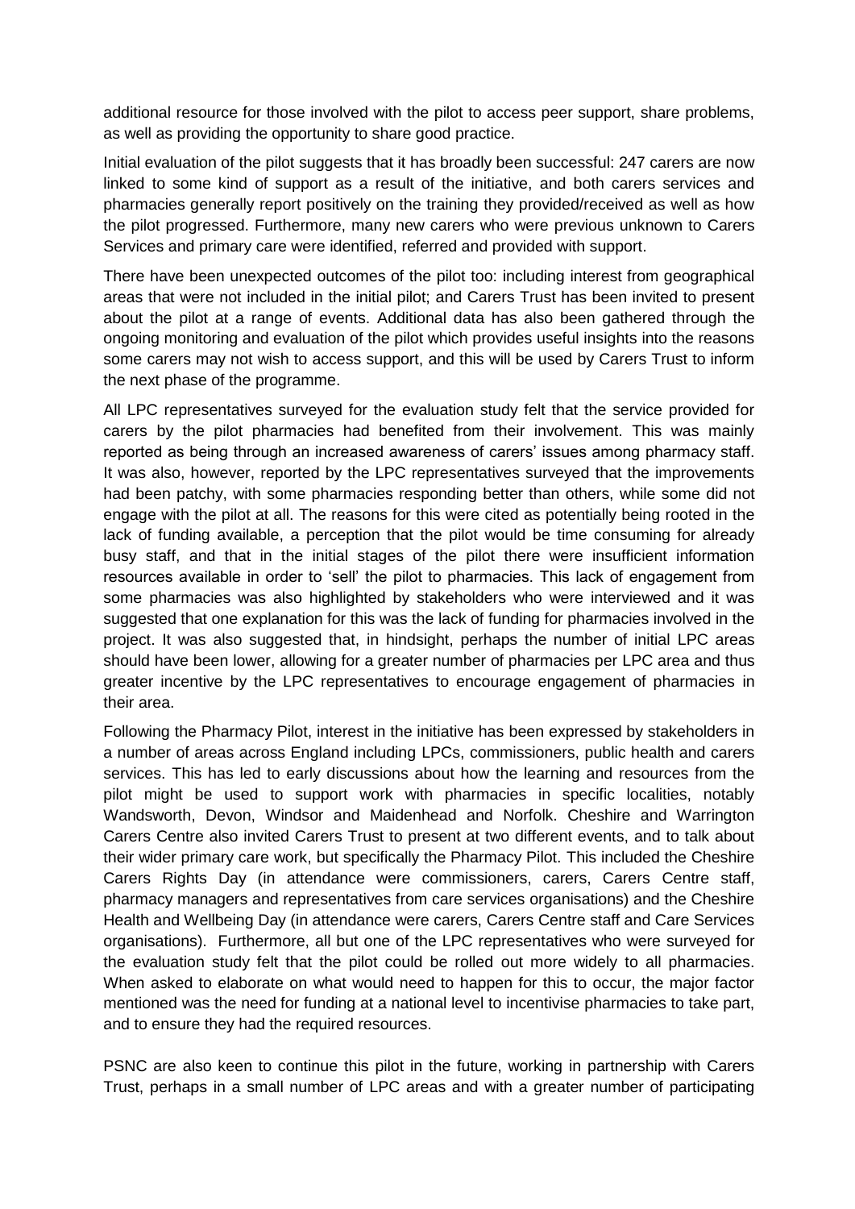additional resource for those involved with the pilot to access peer support, share problems, as well as providing the opportunity to share good practice.

Initial evaluation of the pilot suggests that it has broadly been successful: 247 carers are now linked to some kind of support as a result of the initiative, and both carers services and pharmacies generally report positively on the training they provided/received as well as how the pilot progressed. Furthermore, many new carers who were previous unknown to Carers Services and primary care were identified, referred and provided with support.

There have been unexpected outcomes of the pilot too: including interest from geographical areas that were not included in the initial pilot; and Carers Trust has been invited to present about the pilot at a range of events. Additional data has also been gathered through the ongoing monitoring and evaluation of the pilot which provides useful insights into the reasons some carers may not wish to access support, and this will be used by Carers Trust to inform the next phase of the programme.

All LPC representatives surveyed for the evaluation study felt that the service provided for carers by the pilot pharmacies had benefited from their involvement. This was mainly reported as being through an increased awareness of carers' issues among pharmacy staff. It was also, however, reported by the LPC representatives surveyed that the improvements had been patchy, with some pharmacies responding better than others, while some did not engage with the pilot at all. The reasons for this were cited as potentially being rooted in the lack of funding available, a perception that the pilot would be time consuming for already busy staff, and that in the initial stages of the pilot there were insufficient information resources available in order to 'sell' the pilot to pharmacies. This lack of engagement from some pharmacies was also highlighted by stakeholders who were interviewed and it was suggested that one explanation for this was the lack of funding for pharmacies involved in the project. It was also suggested that, in hindsight, perhaps the number of initial LPC areas should have been lower, allowing for a greater number of pharmacies per LPC area and thus greater incentive by the LPC representatives to encourage engagement of pharmacies in their area.

Following the Pharmacy Pilot, interest in the initiative has been expressed by stakeholders in a number of areas across England including LPCs, commissioners, public health and carers services. This has led to early discussions about how the learning and resources from the pilot might be used to support work with pharmacies in specific localities, notably Wandsworth, Devon, Windsor and Maidenhead and Norfolk. Cheshire and Warrington Carers Centre also invited Carers Trust to present at two different events, and to talk about their wider primary care work, but specifically the Pharmacy Pilot. This included the Cheshire Carers Rights Day (in attendance were commissioners, carers, Carers Centre staff, pharmacy managers and representatives from care services organisations) and the Cheshire Health and Wellbeing Day (in attendance were carers, Carers Centre staff and Care Services organisations). Furthermore, all but one of the LPC representatives who were surveyed for the evaluation study felt that the pilot could be rolled out more widely to all pharmacies. When asked to elaborate on what would need to happen for this to occur, the major factor mentioned was the need for funding at a national level to incentivise pharmacies to take part, and to ensure they had the required resources.

PSNC are also keen to continue this pilot in the future, working in partnership with Carers Trust, perhaps in a small number of LPC areas and with a greater number of participating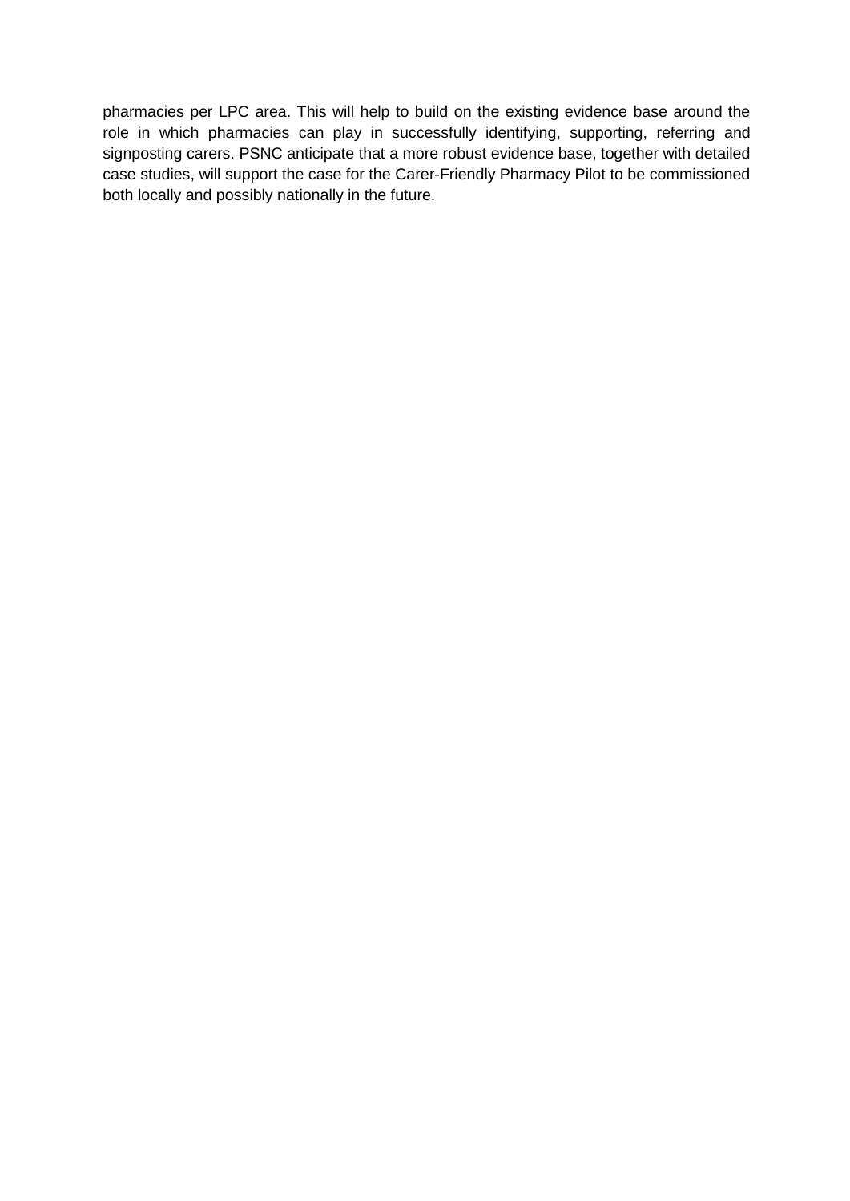pharmacies per LPC area. This will help to build on the existing evidence base around the role in which pharmacies can play in successfully identifying, supporting, referring and signposting carers. PSNC anticipate that a more robust evidence base, together with detailed case studies, will support the case for the Carer-Friendly Pharmacy Pilot to be commissioned both locally and possibly nationally in the future.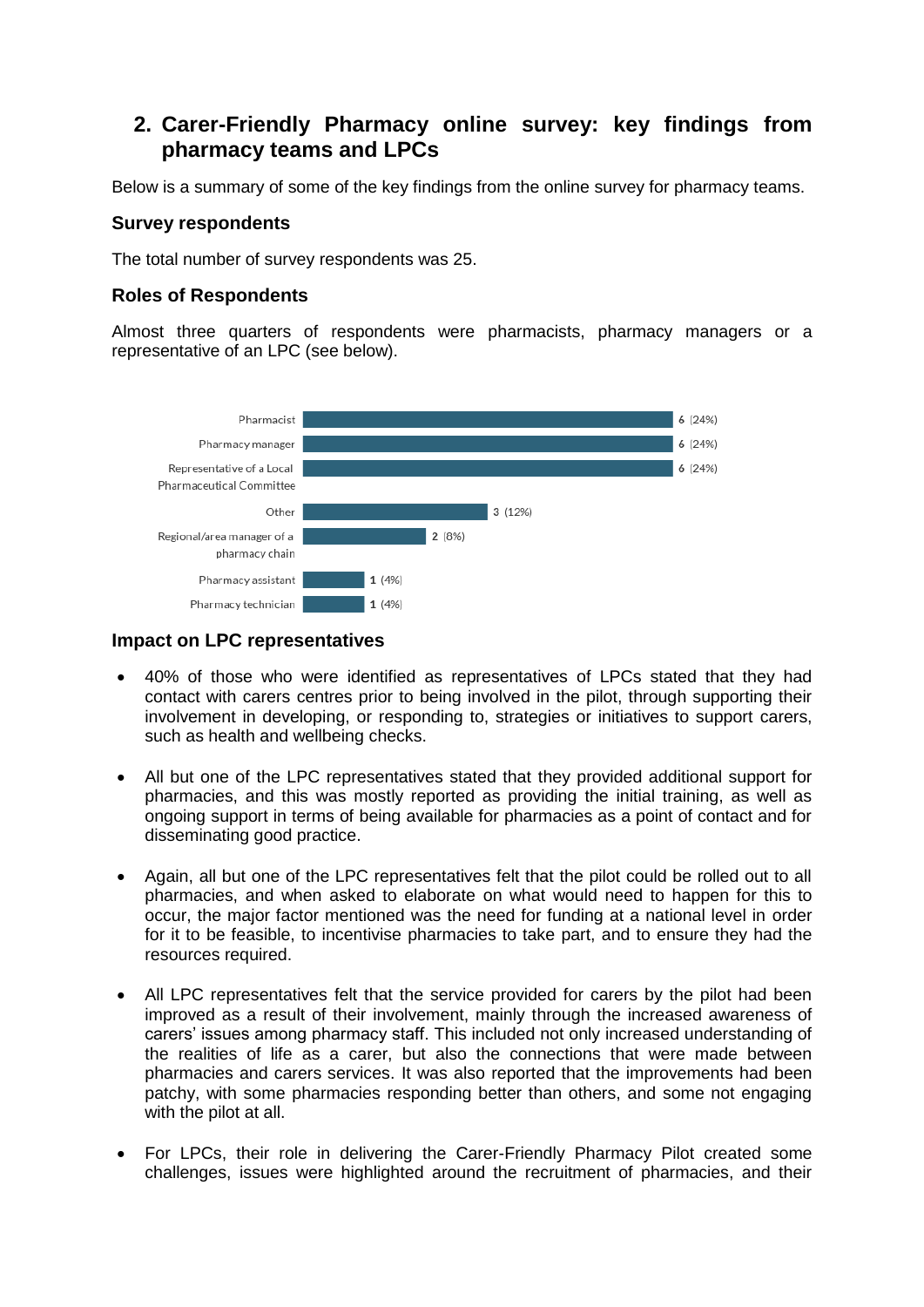## 2. Carer-Friendly Pharmacy online survey: key findings from pharmacy teams and LPCs

Below is a summary of some of the key findings from the online survey for pharmacy teams.

### Survey respondents

The total number of survey respondents was 25.

### Roles of Respondents

Almost three quarters of respondents were pharmacists, pharmacy managers or a representative of an LPC (see below).

| Role | Number (%) |
| --- | --- |
| Pharmacist | 6 (24%) |
| Pharmacy manager | 6 (24%) |
| Representative of a Local Pharmaceutical Committee | 6 (24%) |
| Other | 3 (12%) |
| Regional/area manager of a pharmacy chain | 2 (8%) |
| Pharmacy assistant | 1 (4%) |
| Pharmacy technician | 1 (4%) |

### Impact on LPC representatives

- 40% of those who were identified as representatives of LPCs stated that they had contact with carers centres prior to being involved in the pilot, through supporting their involvement in developing, or responding to, strategies or initiatives to support carers, such as health and wellbeing checks.

- All but one of the LPC representatives stated that they provided additional support for pharmacies, and this was mostly reported as providing the initial training, as well as ongoing support in terms of being available for pharmacies as a point of contact and for disseminating good practice.

- Again, all but one of the LPC representatives felt that the pilot could be rolled out to all pharmacies, and when asked to elaborate on what would need to happen for this to occur, the major factor mentioned was the need for funding at a national level in order for it to be feasible, to incentivise pharmacies to take part, and to ensure they had the resources required.

- All LPC representatives felt that the service provided for carers by the pilot had been improved as a result of their involvement, mainly through the increased awareness of carers' issues among pharmacy staff. This included not only increased understanding of the realities of life as a carer, but also the connections that were made between pharmacies and carers services. It was also reported that the improvements had been patchy, with some pharmacies responding better than others, and some not engaging with the pilot at all.

- For LPCs, their role in delivering the Carer-Friendly Pharmacy Pilot created some challenges, issues were highlighted around the recruitment of pharmacies, and their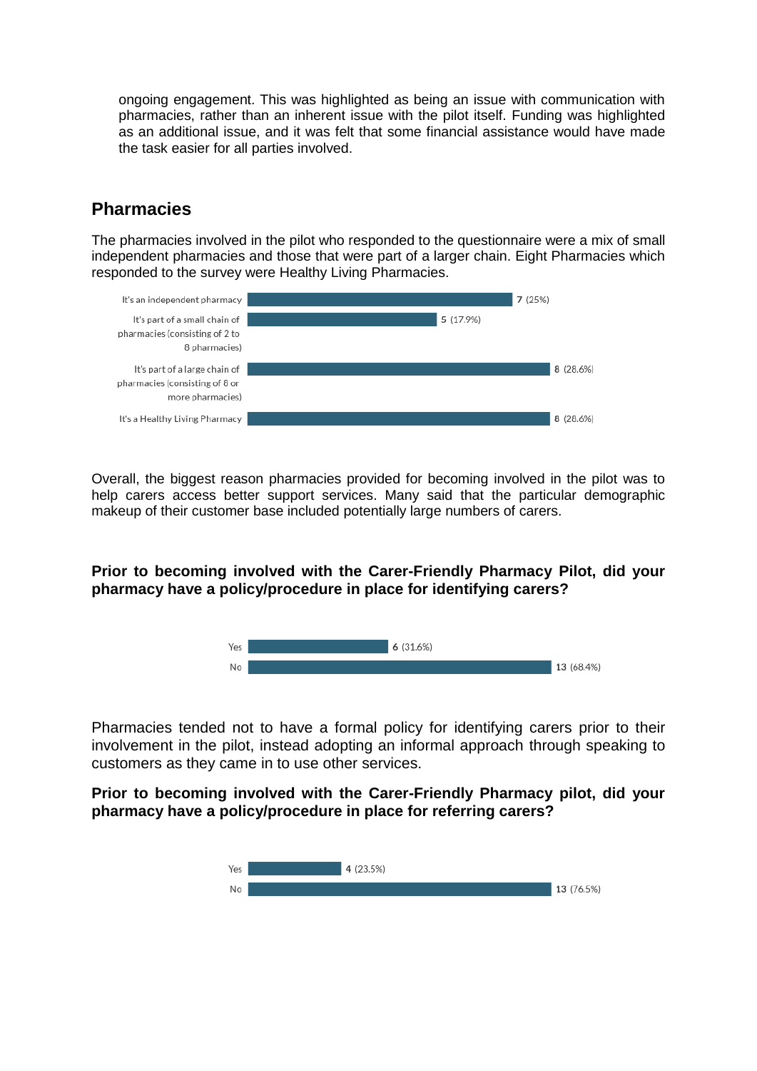ongoing engagement. This was highlighted as being an issue with communication with pharmacies, rather than an inherent issue with the pilot itself. Funding was highlighted as an additional issue, and it was felt that some financial assistance would have made the task easier for all parties involved.

## Pharmacies

The pharmacies involved in the pilot who responded to the questionnaire were a mix of small independent pharmacies and those that were part of a larger chain. Eight Pharmacies which responded to the survey were Healthy Living Pharmacies.

| Response | Count |
| --- | --- |
| It's an independent pharmacy | 7 (25%) |
| It's part of a small chain of pharmacies (consisting of 2 to 8 pharmacies) | 5 (17.9%) |
| It's part of a large chain of pharmacies (consisting of 8 or more pharmacies) | 8 (28.6%) |
| It's a Healthy Living Pharmacy | 8 (28.6%) |

Overall, the biggest reason pharmacies provided for becoming involved in the pilot was to help carers access better support services. Many said that the particular demographic makeup of their customer base included potentially large numbers of carers.

**Prior to becoming involved with the Carer-Friendly Pharmacy Pilot, did your pharmacy have a policy/procedure in place for identifying carers?**

| Response | Count |
| --- | --- |
| Yes | 6 (31.6%) |
| No | 13 (68.4%) |

Pharmacies tended not to have a formal policy for identifying carers prior to their involvement in the pilot, instead adopting an informal approach through speaking to customers as they came in to use other services.

**Prior to becoming involved with the Carer-Friendly Pharmacy pilot, did your pharmacy have a policy/procedure in place for referring carers?**

| Response | Count |
| --- | --- |
| Yes | 4 (23.5%) |
| No | 13 (76.5%) |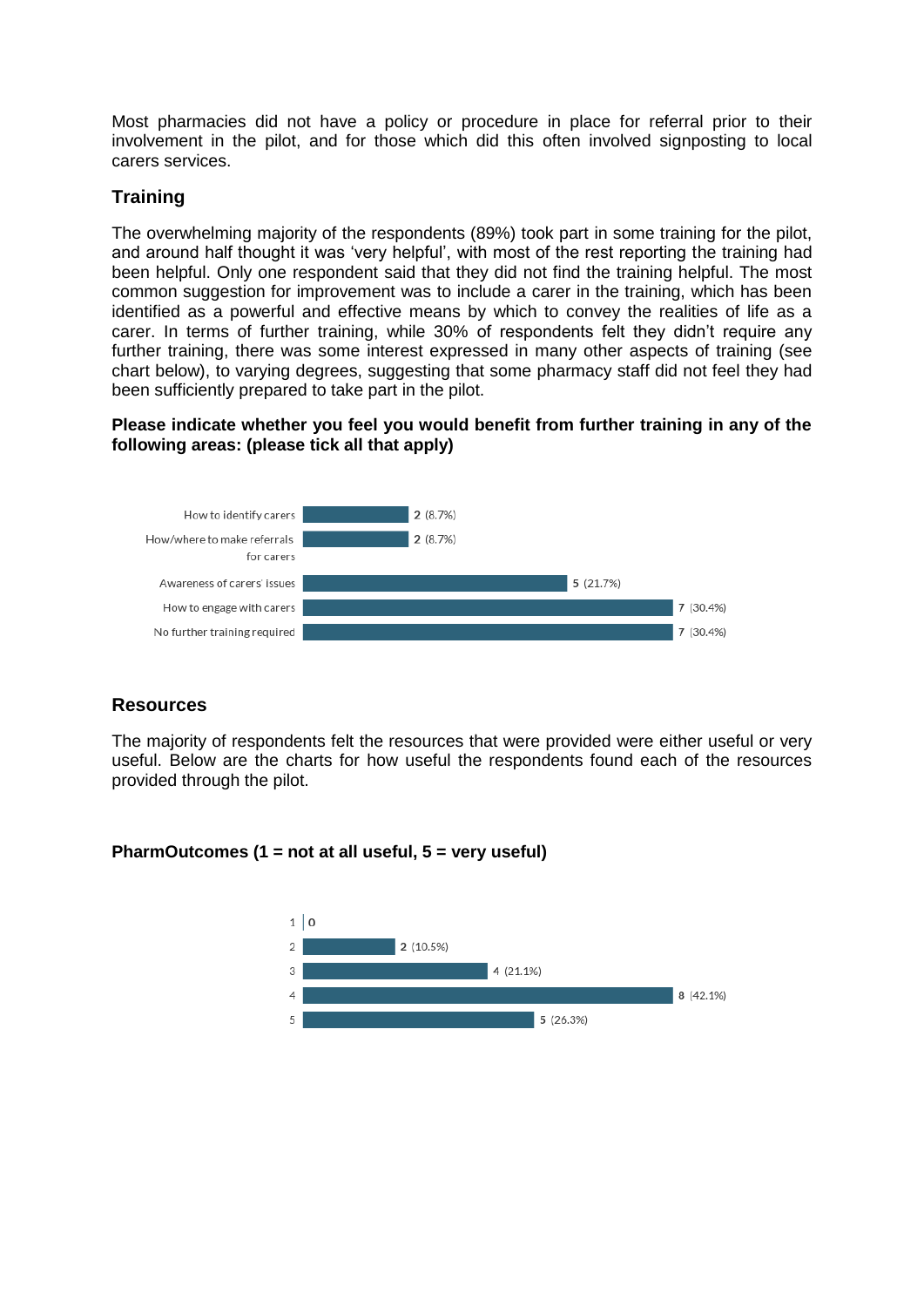Most pharmacies did not have a policy or procedure in place for referral prior to their involvement in the pilot, and for those which did this often involved signposting to local carers services.

## Training

The overwhelming majority of the respondents (89%) took part in some training for the pilot, and around half thought it was 'very helpful', with most of the rest reporting the training had been helpful. Only one respondent said that they did not find the training helpful. The most common suggestion for improvement was to include a carer in the training, which has been identified as a powerful and effective means by which to convey the realities of life as a carer. In terms of further training, while 30% of respondents felt they didn't require any further training, there was some interest expressed in many other aspects of training (see chart below), to varying degrees, suggesting that some pharmacy staff did not feel they had been sufficiently prepared to take part in the pilot.

**Please indicate whether you feel you would benefit from further training in any of the following areas: (please tick all that apply)**

| Area | Responses |
|---|---|
| How to identify carers | 2 (8.7%) |
| How/where to make referrals for carers | 2 (8.7%) |
| Awareness of carers' issues | 5 (21.7%) |
| How to engage with carers | 7 (30.4%) |
| No further training required | 7 (30.4%) |

## Resources

The majority of respondents felt the resources that were provided were either useful or very useful. Below are the charts for how useful the respondents found each of the resources provided through the pilot.

**PharmOutcomes (1 = not at all useful, 5 = very useful)**

| Rating | Responses |
|---|---|
| 1 | 0 |
| 2 | 2 (10.5%) |
| 3 | 4 (21.1%) |
| 4 | 8 (42.1%) |
| 5 | 5 (26.3%) |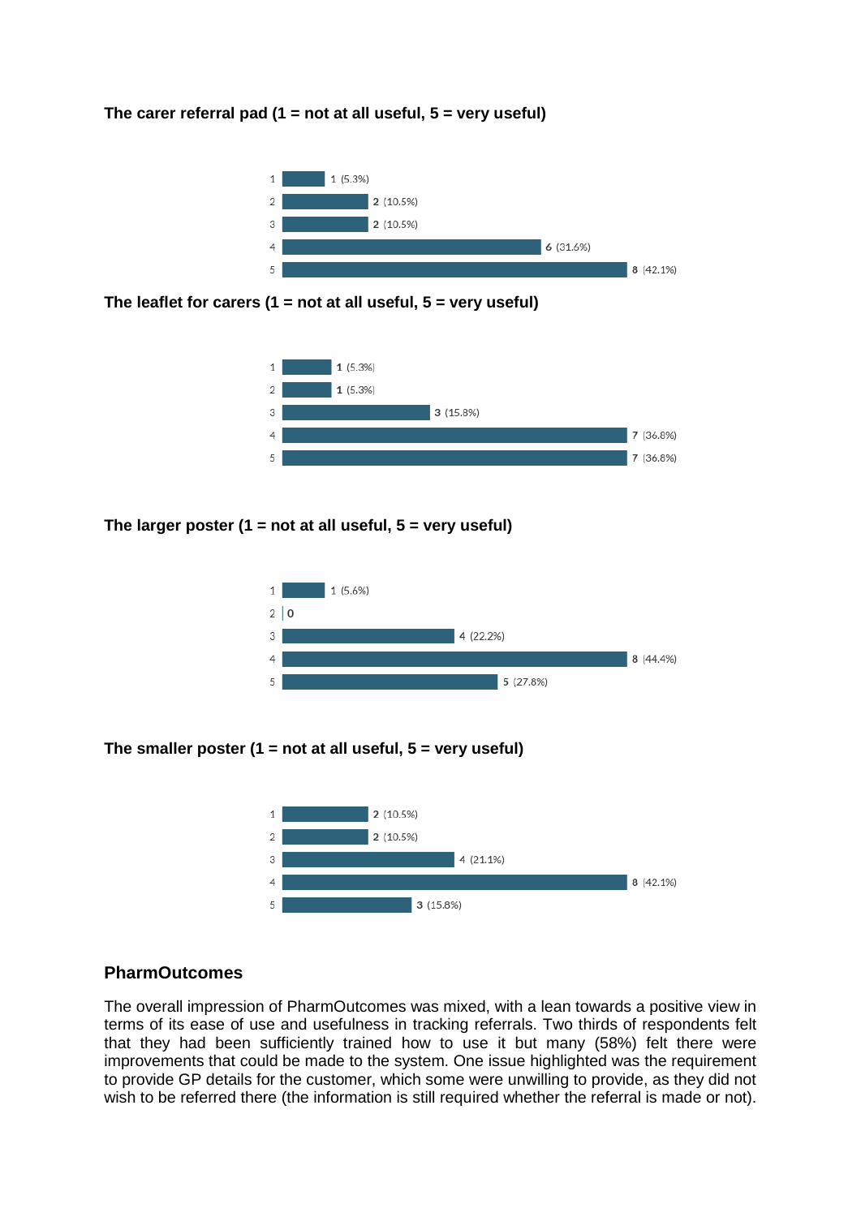**The carer referral pad (1 = not at all useful, 5 = very useful)**

| Rating | Responses |
| --- | --- |
| 1 | 1 (5.3%) |
| 2 | 2 (10.5%) |
| 3 | 2 (10.5%) |
| 4 | 6 (31.6%) |
| 5 | 8 (42.1%) |

**The leaflet for carers (1 = not at all useful, 5 = very useful)**

| Rating | Responses |
| --- | --- |
| 1 | 1 (5.3%) |
| 2 | 1 (5.3%) |
| 3 | 3 (15.8%) |
| 4 | 7 (36.8%) |
| 5 | 7 (36.8%) |

**The larger poster (1 = not at all useful, 5 = very useful)**

| Rating | Responses |
| --- | --- |
| 1 | 1 (5.6%) |
| 2 | 0 |
| 3 | 4 (22.2%) |
| 4 | 8 (44.4%) |
| 5 | 5 (27.8%) |

**The smaller poster (1 = not at all useful, 5 = very useful)**

| Rating | Responses |
| --- | --- |
| 1 | 2 (10.5%) |
| 2 | 2 (10.5%) |
| 3 | 4 (21.1%) |
| 4 | 8 (42.1%) |
| 5 | 3 (15.8%) |

## PharmOutcomes

The overall impression of PharmOutcomes was mixed, with a lean towards a positive view in terms of its ease of use and usefulness in tracking referrals. Two thirds of respondents felt that they had been sufficiently trained how to use it but many (58%) felt there were improvements that could be made to the system. One issue highlighted was the requirement to provide GP details for the customer, which some were unwilling to provide, as they did not wish to be referred there (the information is still required whether the referral is made or not).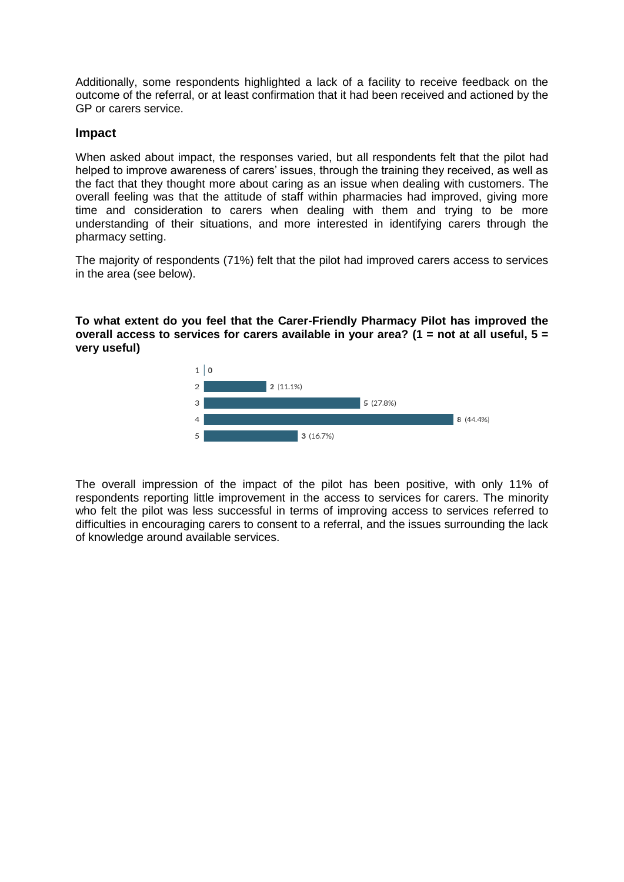Additionally, some respondents highlighted a lack of a facility to receive feedback on the outcome of the referral, or at least confirmation that it had been received and actioned by the GP or carers service.

### Impact

When asked about impact, the responses varied, but all respondents felt that the pilot had helped to improve awareness of carers' issues, through the training they received, as well as the fact that they thought more about caring as an issue when dealing with customers. The overall feeling was that the attitude of staff within pharmacies had improved, giving more time and consideration to carers when dealing with them and trying to be more understanding of their situations, and more interested in identifying carers through the pharmacy setting.

The majority of respondents (71%) felt that the pilot had improved carers access to services in the area (see below).

**To what extent do you feel that the Carer-Friendly Pharmacy Pilot has improved the overall access to services for carers available in your area? (1 = not at all useful, 5 = very useful)**

| Rating | Responses |
|---|---|
| 1 | 0 |
| 2 | 2 (11.1%) |
| 3 | 5 (27.8%) |
| 4 | 8 (44.4%) |
| 5 | 3 (16.7%) |

The overall impression of the impact of the pilot has been positive, with only 11% of respondents reporting little improvement in the access to services for carers. The minority who felt the pilot was less successful in terms of improving access to services referred to difficulties in encouraging carers to consent to a referral, and the issues surrounding the lack of knowledge around available services.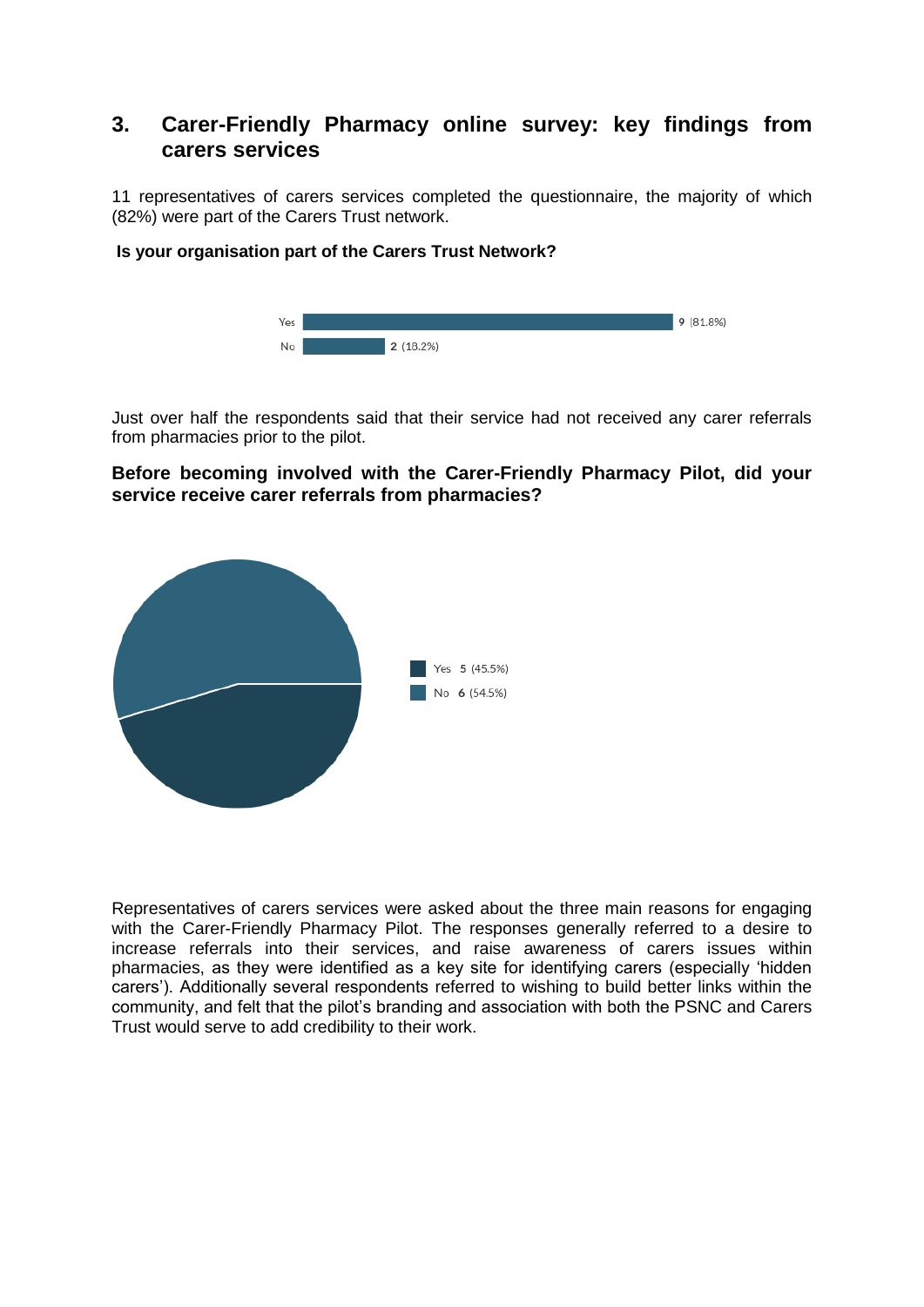## 3. Carer-Friendly Pharmacy online survey: key findings from carers services

11 representatives of carers services completed the questionnaire, the majority of which (82%) were part of the Carers Trust network.

**Is your organisation part of the Carers Trust Network?**

| Response | Count |
|---|---|
| Yes | 9 (81.8%) |
| No | 2 (18.2%) |

Just over half the respondents said that their service had not received any carer referrals from pharmacies prior to the pilot.

**Before becoming involved with the Carer-Friendly Pharmacy Pilot, did your service receive carer referrals from pharmacies?**

| Response | Count |
|---|---|
| Yes | 5 (45.5%) |
| No | 6 (54.5%) |

Representatives of carers services were asked about the three main reasons for engaging with the Carer-Friendly Pharmacy Pilot. The responses generally referred to a desire to increase referrals into their services, and raise awareness of carers issues within pharmacies, as they were identified as a key site for identifying carers (especially 'hidden carers'). Additionally several respondents referred to wishing to build better links within the community, and felt that the pilot's branding and association with both the PSNC and Carers Trust would serve to add credibility to their work.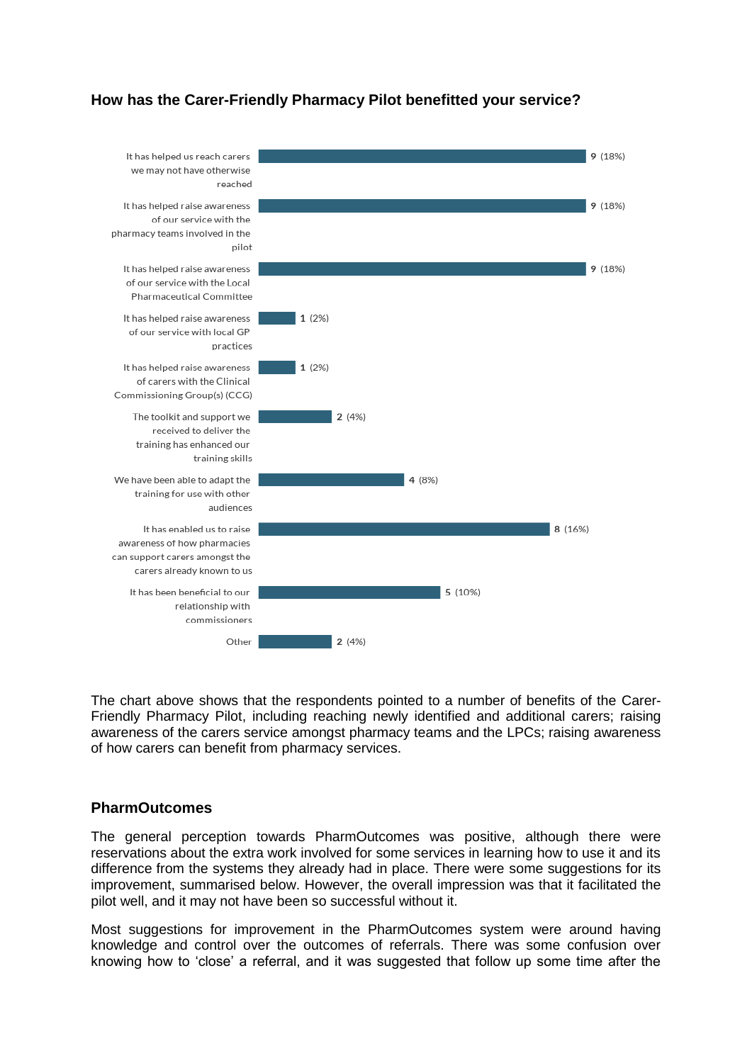### How has the Carer-Friendly Pharmacy Pilot benefitted your service?

| Response | Count (%) |
|---|---|
| It has helped us reach carers we may not have otherwise reached | 9 (18%) |
| It has helped raise awareness of our service with the pharmacy teams involved in the pilot | 9 (18%) |
| It has helped raise awareness of our service with the Local Pharmaceutical Committee | 9 (18%) |
| It has helped raise awareness of our service with local GP practices | 1 (2%) |
| It has helped raise awareness of carers with the Clinical Commissioning Group(s) (CCG) | 1 (2%) |
| The toolkit and support we received to deliver the training has enhanced our training skills | 2 (4%) |
| We have been able to adapt the training for use with other audiences | 4 (8%) |
| It has enabled us to raise awareness of how pharmacies can support carers amongst the carers already known to us | 8 (16%) |
| It has been beneficial to our relationship with commissioners | 5 (10%) |
| Other | 2 (4%) |

The chart above shows that the respondents pointed to a number of benefits of the Carer-Friendly Pharmacy Pilot, including reaching newly identified and additional carers; raising awareness of the carers service amongst pharmacy teams and the LPCs; raising awareness of how carers can benefit from pharmacy services.

### PharmOutcomes

The general perception towards PharmOutcomes was positive, although there were reservations about the extra work involved for some services in learning how to use it and its difference from the systems they already had in place. There were some suggestions for its improvement, summarised below. However, the overall impression was that it facilitated the pilot well, and it may not have been so successful without it.

Most suggestions for improvement in the PharmOutcomes system were around having knowledge and control over the outcomes of referrals. There was some confusion over knowing how to 'close' a referral, and it was suggested that follow up some time after the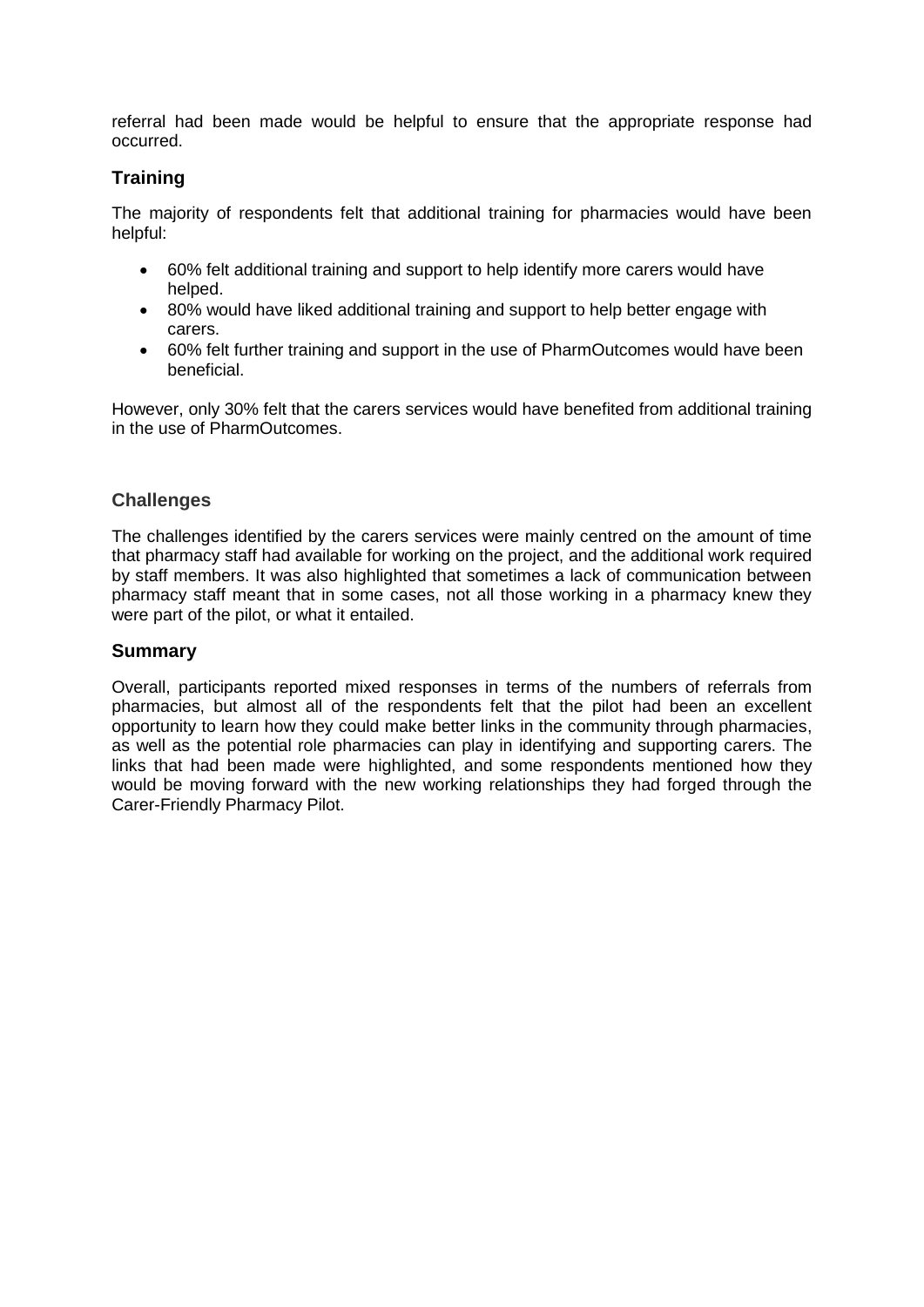referral had been made would be helpful to ensure that the appropriate response had occurred.

### Training

The majority of respondents felt that additional training for pharmacies would have been helpful:

- 60% felt additional training and support to help identify more carers would have helped.
- 80% would have liked additional training and support to help better engage with carers.
- 60% felt further training and support in the use of PharmOutcomes would have been beneficial.

However, only 30% felt that the carers services would have benefited from additional training in the use of PharmOutcomes.

### Challenges

The challenges identified by the carers services were mainly centred on the amount of time that pharmacy staff had available for working on the project, and the additional work required by staff members. It was also highlighted that sometimes a lack of communication between pharmacy staff meant that in some cases, not all those working in a pharmacy knew they were part of the pilot, or what it entailed.

### Summary

Overall, participants reported mixed responses in terms of the numbers of referrals from pharmacies, but almost all of the respondents felt that the pilot had been an excellent opportunity to learn how they could make better links in the community through pharmacies, as well as the potential role pharmacies can play in identifying and supporting carers. The links that had been made were highlighted, and some respondents mentioned how they would be moving forward with the new working relationships they had forged through the Carer-Friendly Pharmacy Pilot.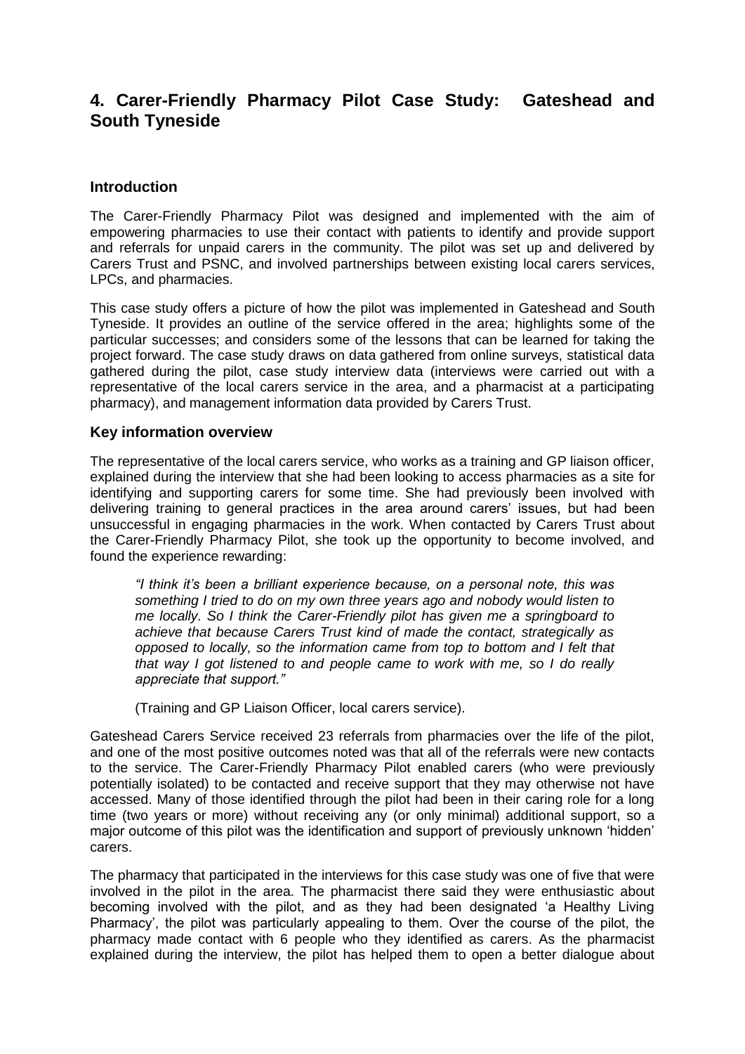## 4. Carer-Friendly Pharmacy Pilot Case Study: Gateshead and South Tyneside

### Introduction

The Carer-Friendly Pharmacy Pilot was designed and implemented with the aim of empowering pharmacies to use their contact with patients to identify and provide support and referrals for unpaid carers in the community. The pilot was set up and delivered by Carers Trust and PSNC, and involved partnerships between existing local carers services, LPCs, and pharmacies.

This case study offers a picture of how the pilot was implemented in Gateshead and South Tyneside. It provides an outline of the service offered in the area; highlights some of the particular successes; and considers some of the lessons that can be learned for taking the project forward. The case study draws on data gathered from online surveys, statistical data gathered during the pilot, case study interview data (interviews were carried out with a representative of the local carers service in the area, and a pharmacist at a participating pharmacy), and management information data provided by Carers Trust.

### Key information overview

The representative of the local carers service, who works as a training and GP liaison officer, explained during the interview that she had been looking to access pharmacies as a site for identifying and supporting carers for some time. She had previously been involved with delivering training to general practices in the area around carers' issues, but had been unsuccessful in engaging pharmacies in the work. When contacted by Carers Trust about the Carer-Friendly Pharmacy Pilot, she took up the opportunity to become involved, and found the experience rewarding:

> *"I think it's been a brilliant experience because, on a personal note, this was something I tried to do on my own three years ago and nobody would listen to me locally. So I think the Carer-Friendly pilot has given me a springboard to achieve that because Carers Trust kind of made the contact, strategically as opposed to locally, so the information came from top to bottom and I felt that that way I got listened to and people came to work with me, so I do really appreciate that support."*
>
> (Training and GP Liaison Officer, local carers service).

Gateshead Carers Service received 23 referrals from pharmacies over the life of the pilot, and one of the most positive outcomes noted was that all of the referrals were new contacts to the service. The Carer-Friendly Pharmacy Pilot enabled carers (who were previously potentially isolated) to be contacted and receive support that they may otherwise not have accessed. Many of those identified through the pilot had been in their caring role for a long time (two years or more) without receiving any (or only minimal) additional support, so a major outcome of this pilot was the identification and support of previously unknown 'hidden' carers.

The pharmacy that participated in the interviews for this case study was one of five that were involved in the pilot in the area. The pharmacist there said they were enthusiastic about becoming involved with the pilot, and as they had been designated 'a Healthy Living Pharmacy', the pilot was particularly appealing to them. Over the course of the pilot, the pharmacy made contact with 6 people who they identified as carers. As the pharmacist explained during the interview, the pilot has helped them to open a better dialogue about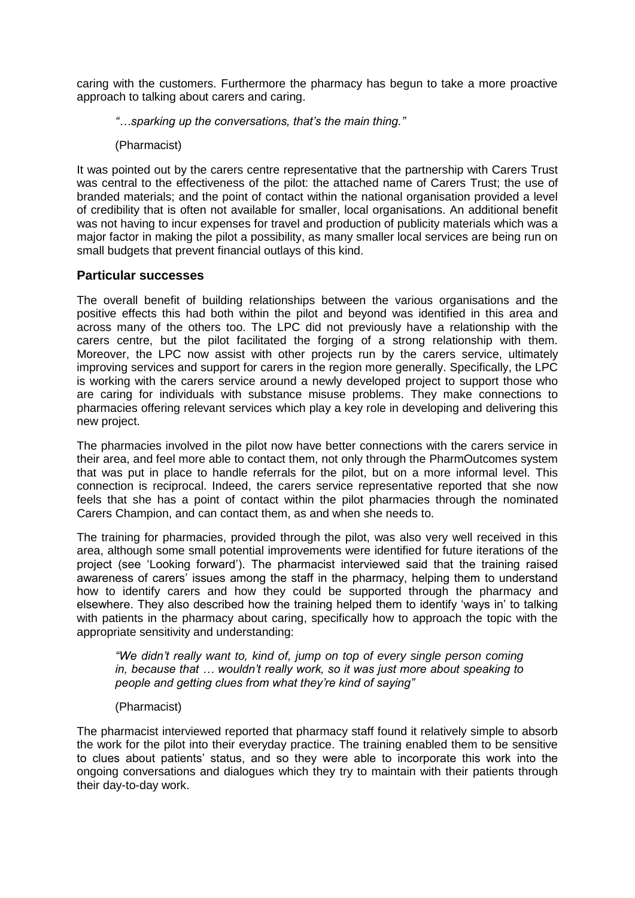caring with the customers. Furthermore the pharmacy has begun to take a more proactive approach to talking about carers and caring.

> *"…sparking up the conversations, that's the main thing."*
>
> (Pharmacist)

It was pointed out by the carers centre representative that the partnership with Carers Trust was central to the effectiveness of the pilot: the attached name of Carers Trust; the use of branded materials; and the point of contact within the national organisation provided a level of credibility that is often not available for smaller, local organisations. An additional benefit was not having to incur expenses for travel and production of publicity materials which was a major factor in making the pilot a possibility, as many smaller local services are being run on small budgets that prevent financial outlays of this kind.

### Particular successes

The overall benefit of building relationships between the various organisations and the positive effects this had both within the pilot and beyond was identified in this area and across many of the others too. The LPC did not previously have a relationship with the carers centre, but the pilot facilitated the forging of a strong relationship with them. Moreover, the LPC now assist with other projects run by the carers service, ultimately improving services and support for carers in the region more generally. Specifically, the LPC is working with the carers service around a newly developed project to support those who are caring for individuals with substance misuse problems. They make connections to pharmacies offering relevant services which play a key role in developing and delivering this new project.

The pharmacies involved in the pilot now have better connections with the carers service in their area, and feel more able to contact them, not only through the PharmOutcomes system that was put in place to handle referrals for the pilot, but on a more informal level. This connection is reciprocal. Indeed, the carers service representative reported that she now feels that she has a point of contact within the pilot pharmacies through the nominated Carers Champion, and can contact them, as and when she needs to.

The training for pharmacies, provided through the pilot, was also very well received in this area, although some small potential improvements were identified for future iterations of the project (see 'Looking forward'). The pharmacist interviewed said that the training raised awareness of carers' issues among the staff in the pharmacy, helping them to understand how to identify carers and how they could be supported through the pharmacy and elsewhere. They also described how the training helped them to identify 'ways in' to talking with patients in the pharmacy about caring, specifically how to approach the topic with the appropriate sensitivity and understanding:

> *"We didn't really want to, kind of, jump on top of every single person coming in, because that … wouldn't really work, so it was just more about speaking to people and getting clues from what they're kind of saying"*
>
> (Pharmacist)

The pharmacist interviewed reported that pharmacy staff found it relatively simple to absorb the work for the pilot into their everyday practice. The training enabled them to be sensitive to clues about patients' status, and so they were able to incorporate this work into the ongoing conversations and dialogues which they try to maintain with their patients through their day-to-day work.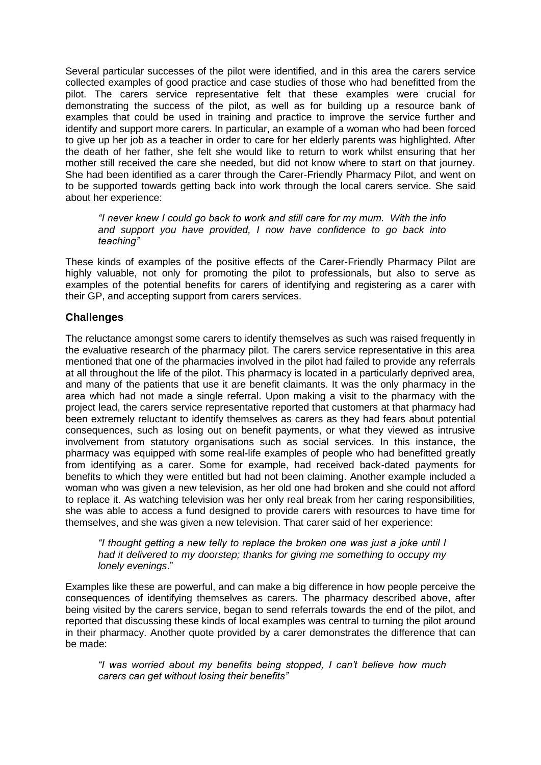Several particular successes of the pilot were identified, and in this area the carers service collected examples of good practice and case studies of those who had benefitted from the pilot. The carers service representative felt that these examples were crucial for demonstrating the success of the pilot, as well as for building up a resource bank of examples that could be used in training and practice to improve the service further and identify and support more carers. In particular, an example of a woman who had been forced to give up her job as a teacher in order to care for her elderly parents was highlighted. After the death of her father, she felt she would like to return to work whilst ensuring that her mother still received the care she needed, but did not know where to start on that journey. She had been identified as a carer through the Carer-Friendly Pharmacy Pilot, and went on to be supported towards getting back into work through the local carers service. She said about her experience:

> *"I never knew I could go back to work and still care for my mum. With the info and support you have provided, I now have confidence to go back into teaching"*

These kinds of examples of the positive effects of the Carer-Friendly Pharmacy Pilot are highly valuable, not only for promoting the pilot to professionals, but also to serve as examples of the potential benefits for carers of identifying and registering as a carer with their GP, and accepting support from carers services.

## Challenges

The reluctance amongst some carers to identify themselves as such was raised frequently in the evaluative research of the pharmacy pilot. The carers service representative in this area mentioned that one of the pharmacies involved in the pilot had failed to provide any referrals at all throughout the life of the pilot. This pharmacy is located in a particularly deprived area, and many of the patients that use it are benefit claimants. It was the only pharmacy in the area which had not made a single referral. Upon making a visit to the pharmacy with the project lead, the carers service representative reported that customers at that pharmacy had been extremely reluctant to identify themselves as carers as they had fears about potential consequences, such as losing out on benefit payments, or what they viewed as intrusive involvement from statutory organisations such as social services. In this instance, the pharmacy was equipped with some real-life examples of people who had benefitted greatly from identifying as a carer. Some for example, had received back-dated payments for benefits to which they were entitled but had not been claiming. Another example included a woman who was given a new television, as her old one had broken and she could not afford to replace it. As watching television was her only real break from her caring responsibilities, she was able to access a fund designed to provide carers with resources to have time for themselves, and she was given a new television. That carer said of her experience:

> *"I thought getting a new telly to replace the broken one was just a joke until I had it delivered to my doorstep; thanks for giving me something to occupy my lonely evenings*."

Examples like these are powerful, and can make a big difference in how people perceive the consequences of identifying themselves as carers. The pharmacy described above, after being visited by the carers service, began to send referrals towards the end of the pilot, and reported that discussing these kinds of local examples was central to turning the pilot around in their pharmacy. Another quote provided by a carer demonstrates the difference that can be made:

> *"I was worried about my benefits being stopped, I can't believe how much carers can get without losing their benefits"*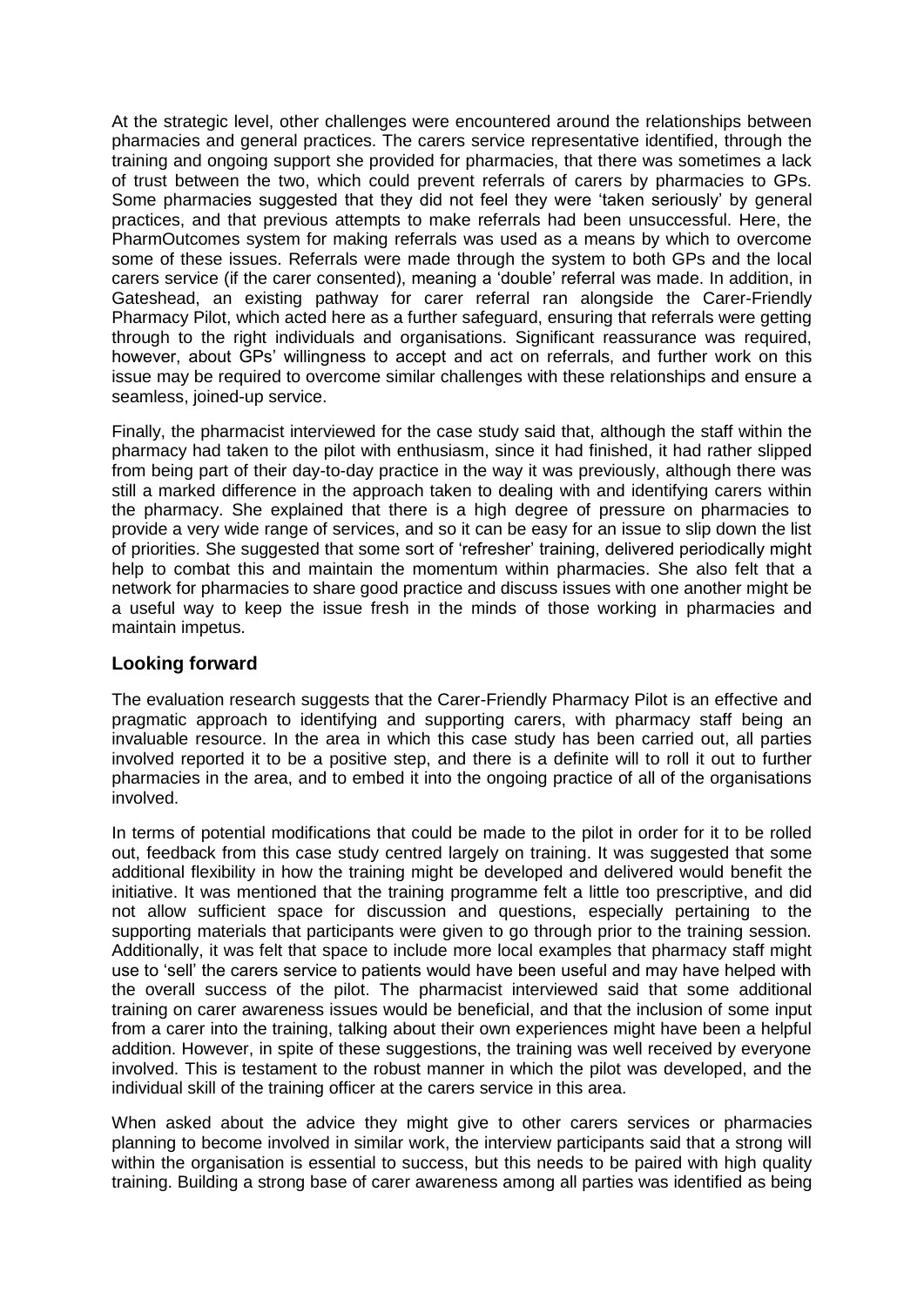At the strategic level, other challenges were encountered around the relationships between pharmacies and general practices. The carers service representative identified, through the training and ongoing support she provided for pharmacies, that there was sometimes a lack of trust between the two, which could prevent referrals of carers by pharmacies to GPs. Some pharmacies suggested that they did not feel they were 'taken seriously' by general practices, and that previous attempts to make referrals had been unsuccessful. Here, the PharmOutcomes system for making referrals was used as a means by which to overcome some of these issues. Referrals were made through the system to both GPs and the local carers service (if the carer consented), meaning a 'double' referral was made. In addition, in Gateshead, an existing pathway for carer referral ran alongside the Carer-Friendly Pharmacy Pilot, which acted here as a further safeguard, ensuring that referrals were getting through to the right individuals and organisations. Significant reassurance was required, however, about GPs' willingness to accept and act on referrals, and further work on this issue may be required to overcome similar challenges with these relationships and ensure a seamless, joined-up service.

Finally, the pharmacist interviewed for the case study said that, although the staff within the pharmacy had taken to the pilot with enthusiasm, since it had finished, it had rather slipped from being part of their day-to-day practice in the way it was previously, although there was still a marked difference in the approach taken to dealing with and identifying carers within the pharmacy. She explained that there is a high degree of pressure on pharmacies to provide a very wide range of services, and so it can be easy for an issue to slip down the list of priorities. She suggested that some sort of 'refresher' training, delivered periodically might help to combat this and maintain the momentum within pharmacies. She also felt that a network for pharmacies to share good practice and discuss issues with one another might be a useful way to keep the issue fresh in the minds of those working in pharmacies and maintain impetus.

## Looking forward

The evaluation research suggests that the Carer-Friendly Pharmacy Pilot is an effective and pragmatic approach to identifying and supporting carers, with pharmacy staff being an invaluable resource. In the area in which this case study has been carried out, all parties involved reported it to be a positive step, and there is a definite will to roll it out to further pharmacies in the area, and to embed it into the ongoing practice of all of the organisations involved.

In terms of potential modifications that could be made to the pilot in order for it to be rolled out, feedback from this case study centred largely on training. It was suggested that some additional flexibility in how the training might be developed and delivered would benefit the initiative. It was mentioned that the training programme felt a little too prescriptive, and did not allow sufficient space for discussion and questions, especially pertaining to the supporting materials that participants were given to go through prior to the training session. Additionally, it was felt that space to include more local examples that pharmacy staff might use to 'sell' the carers service to patients would have been useful and may have helped with the overall success of the pilot. The pharmacist interviewed said that some additional training on carer awareness issues would be beneficial, and that the inclusion of some input from a carer into the training, talking about their own experiences might have been a helpful addition. However, in spite of these suggestions, the training was well received by everyone involved. This is testament to the robust manner in which the pilot was developed, and the individual skill of the training officer at the carers service in this area.

When asked about the advice they might give to other carers services or pharmacies planning to become involved in similar work, the interview participants said that a strong will within the organisation is essential to success, but this needs to be paired with high quality training. Building a strong base of carer awareness among all parties was identified as being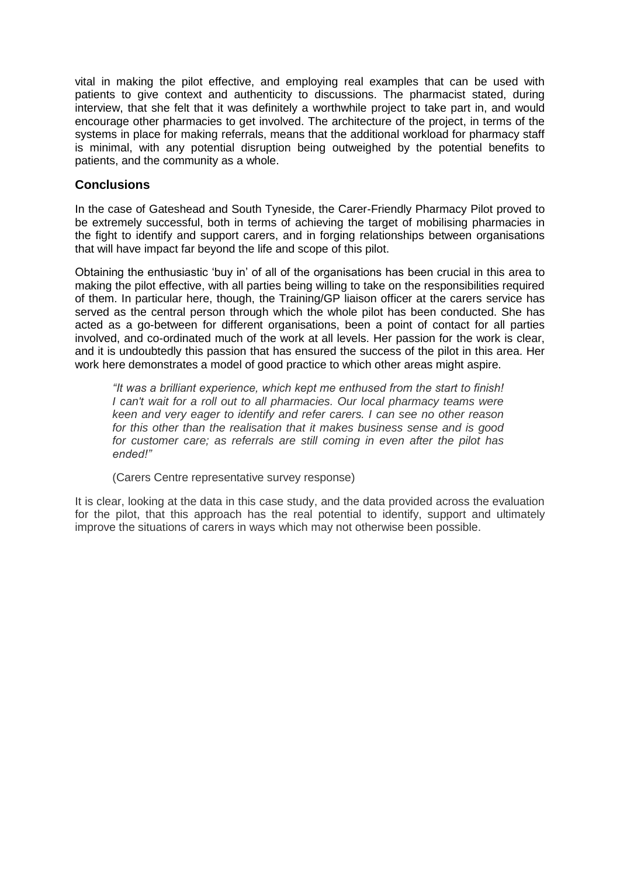vital in making the pilot effective, and employing real examples that can be used with patients to give context and authenticity to discussions. The pharmacist stated, during interview, that she felt that it was definitely a worthwhile project to take part in, and would encourage other pharmacies to get involved. The architecture of the project, in terms of the systems in place for making referrals, means that the additional workload for pharmacy staff is minimal, with any potential disruption being outweighed by the potential benefits to patients, and the community as a whole.

## Conclusions

In the case of Gateshead and South Tyneside, the Carer-Friendly Pharmacy Pilot proved to be extremely successful, both in terms of achieving the target of mobilising pharmacies in the fight to identify and support carers, and in forging relationships between organisations that will have impact far beyond the life and scope of this pilot.

Obtaining the enthusiastic 'buy in' of all of the organisations has been crucial in this area to making the pilot effective, with all parties being willing to take on the responsibilities required of them. In particular here, though, the Training/GP liaison officer at the carers service has served as the central person through which the whole pilot has been conducted. She has acted as a go-between for different organisations, been a point of contact for all parties involved, and co-ordinated much of the work at all levels. Her passion for the work is clear, and it is undoubtedly this passion that has ensured the success of the pilot in this area. Her work here demonstrates a model of good practice to which other areas might aspire.

> *"It was a brilliant experience, which kept me enthused from the start to finish! I can't wait for a roll out to all pharmacies. Our local pharmacy teams were keen and very eager to identify and refer carers. I can see no other reason for this other than the realisation that it makes business sense and is good for customer care; as referrals are still coming in even after the pilot has ended!"*
>
> (Carers Centre representative survey response)

It is clear, looking at the data in this case study, and the data provided across the evaluation for the pilot, that this approach has the real potential to identify, support and ultimately improve the situations of carers in ways which may not otherwise been possible.